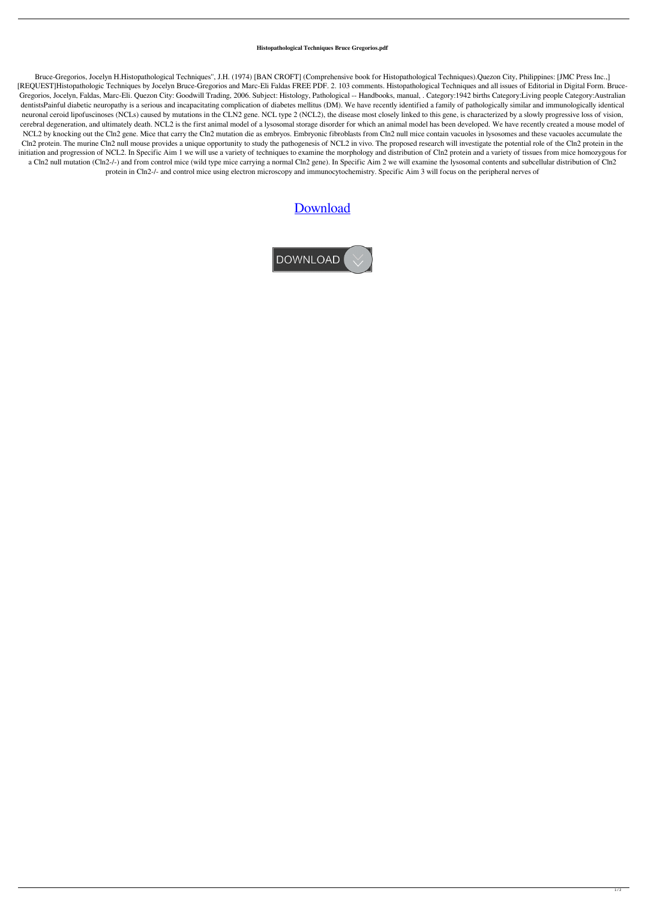**Histopathological Techniques Bruce Gregorios.pdf**

Bruce-Gregorios, Jocelyn H.Histopathological Techniques", J.H. (1974) [BAN CROFT] (Comprehensive book for Histopathological Techniques).Quezon City, Philippines: [JMC Press Inc.,] [REQUEST]Histopathologic Techniques by Jocelyn Bruce-Gregorios and Marc-Eli Faldas FREE PDF. 2. 103 comments. Histopathological Techniques and all issues of Editorial in Digital Form. Bruce-Gregorios, Jocelyn, Faldas, Marc-Eli. Quezon City: Goodwill Trading, 2006. Subject: Histology, Pathological -- Handbooks, manual, . Category:1942 births Category:Living people Category:Australian dentistsPainful diabetic neuropathy is a serious and incapacitating complication of diabetes mellitus (DM). We have recently identified a family of pathologically similar and immunologically identical neuronal ceroid lipofuscinoses (NCLs) caused by mutations in the CLN2 gene. NCL type 2 (NCL2), the disease most closely linked to this gene, is characterized by a slowly progressive loss of vision, cerebral degeneration, and ultimately death. NCL2 is the first animal model of a lysosomal storage disorder for which an animal model has been developed. We have recently created a mouse model of NCL2 by knocking out the Cln2 gene. Mice that carry the Cln2 mutation die as embryos. Embryonic fibroblasts from Cln2 null mice contain vacuoles in lysosomes and these vacuoles accumulate the Cln2 protein. The murine Cln2 null mouse provides a unique opportunity to study the pathogenesis of NCL2 in vivo. The proposed research will investigate the potential role of the Cln2 protein in the initiation and progression of NCL2. In Specific Aim 1 we will use a variety of techniques to examine the morphology and distribution of Cln2 protein and a variety of tissues from mice homozygous for a Cln2 null mutation (Cln2-/-) and from control mice (wild type mice carrying a normal Cln2 gene). In Specific Aim 2 we will examine the lysosomal contents and subcellular distribution of Cln2 protein in Cln2-/- and control mice using electron microscopy and immunocytochemistry. Specific Aim 3 will focus on the peripheral nerves of

Download

DOWNLOAD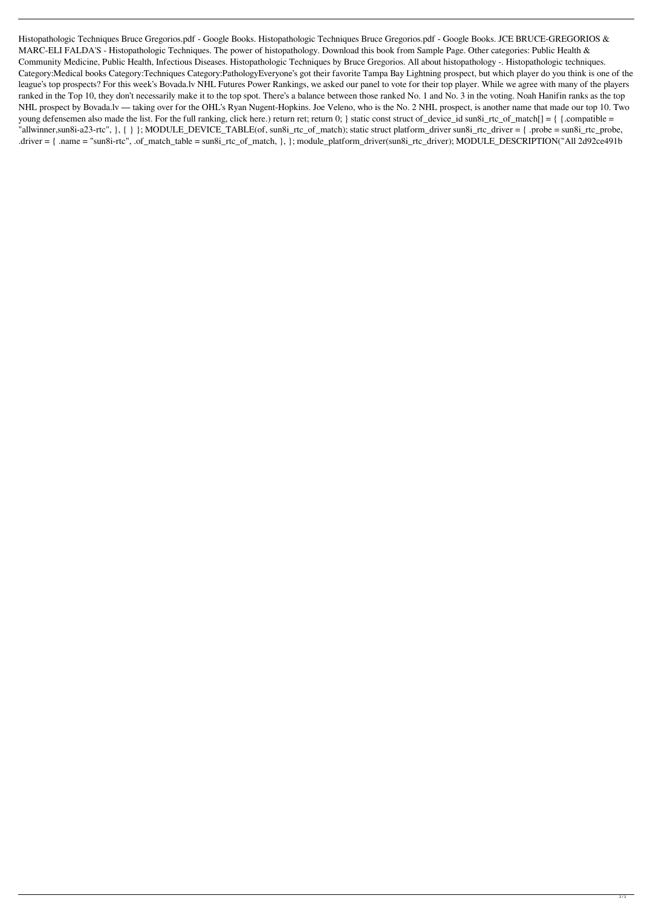Histopathologic Techniques Bruce Gregorios.pdf - Google Books. Histopathologic Techniques Bruce Gregorios.pdf - Google Books. JCE BRUCE-GREGORIOS & MARC-ELI FALDA'S - Histopathologic Techniques. The power of histopathology. Download this book from Sample Page. Other categories: Public Health & Community Medicine, Public Health, Infectious Diseases. Histopathologic Techniques by Bruce Gregorios. All about histopathology -. Histopathologic techniques. Category:Medical books Category:Techniques Category:PathologyEveryone's got their favorite Tampa Bay Lightning prospect, but which player do you think is one of the league's top prospects? For this week's Bovada.lv NHL Futures Power Rankings, we asked our panel to vote for their top player. While we agree with many of the players ranked in the Top 10, they don't necessarily make it to the top spot. There's a balance between those ranked No. 1 and No. 3 in the voting. Noah Hanifin ranks as the top NHL prospect by Bovada.lv — taking over for the OHL's Ryan Nugent-Hopkins. Joe Veleno, who is the No. 2 NHL prospect, is another name that made our top 10. Two young defensemen also made the list. For the full ranking, click here.) return ret; return 0; } static const struct of_device_id sun8i_rtc_of_match[] = { {.compatible = "allwinner,sun8i-a23-rtc", }, { } }; MODULE_DEVICE_TABLE(of, sun8i_rtc_of_match); static struct platform_driver sun8i_rtc_driver = { .probe = sun8i_rtc_probe, .driver = { .name = "sun8i-rtc", .of_match_table = sun8i_rtc_of_match, }, }; module_platform_driver(sun8i_rtc_driver); MODULE_DESCRIPTION("All 2d92ce491b